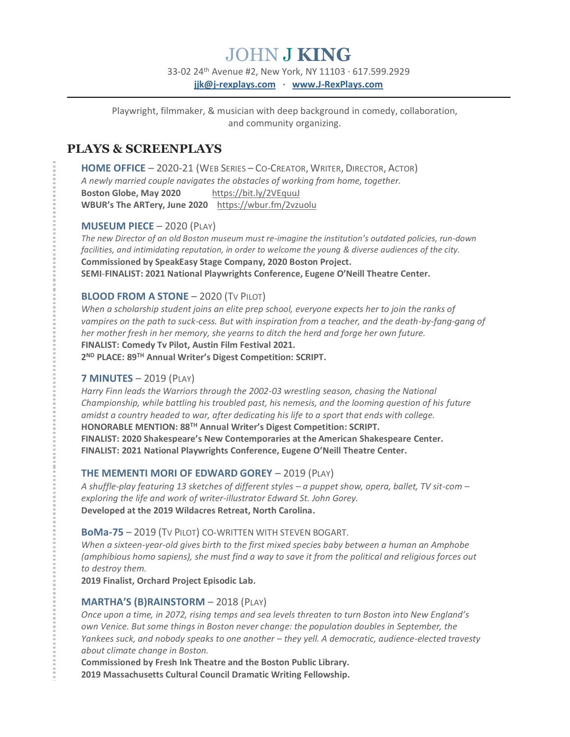# JOHN J KING

33-02 24th Avenue #2, New York, NY 11103 · 617.599.2929

**jjk@j-rexplays.com** · **www.J-RexPlays.com**

Playwright, filmmaker, & musician with deep background in comedy, collaboration, and community organizing.

## PLAYS & SCREENPLAYS

### HOME OFFICE – 2020-21 (WEB SERIES – CO-CREATOR, WRITER, DIRECTOR, ACTOR)

*A newly married couple navigates the obstacles of working from home, together.*

**Boston Globe, May 2020** https://bit.ly/2VEquuJ

**WBUR's The ARTery, June 2020** https://wbur.fm/2vzuolu

### MUSEUM PIECE – 2020 (PLAY)

*The new Director of an old Boston museum must re-imagine the institution's outdated policies, run-down facilities, and intimidating reputation, in order to welcome the young & diverse audiences of the city.*

**Commissioned by SpeakEasy Stage Company, 2020 Boston Project.**

**SEMI-FINALIST: 2021 National Playwrights Conference, Eugene O'Neill Theatre Center.**

### BLOOD FROM A STONE – 2020 (TV PILOT)

*When a scholarship student joins an elite prep school, everyone expects her to join the ranks of vampires on the path to suck-cess. But with inspiration from a teacher, and the death-by-fang-gang of her mother fresh in her memory, she yearns to ditch the herd and forge her own future.*

**FINALIST: Comedy Tv Pilot, Austin Film Festival 2021.**

**2ND PLACE: 89TH Annual Writer's Digest Competition: SCRIPT.**

### 7 MINUTES – 2019 (PLAY)

*Harry Finn leads the Warriors through the 2002-03 wrestling season, chasing the National Championship, while battling his troubled past, his nemesis, and the looming question of his future amidst a country headed to war, after dedicating his life to a sport that ends with college.*

**HONORABLE MENTION: 88TH Annual Writer's Digest Competition: SCRIPT.**

**FINALIST: 2020 Shakespeare's New Contemporaries at the American Shakespeare Center.**

**FINALIST: 2021 National Playwrights Conference, Eugene O'Neill Theatre Center.**

### THE MEMENTI MORI OF EDWARD GOREY – 2019 (PLAY)

*A shuffle-play featuring 13 sketches of different styles – a puppet show, opera, ballet, TV sit-com – exploring the life and work of writer-illustrator Edward St. John Gorey.*

**Developed at the 2019 Wildacres Retreat, North Carolina.**

### BoMa-75 – 2019 (TV PILOT) CO-WRITTEN WITH STEVEN BOGART.

*When a sixteen-year-old gives birth to the first mixed species baby between a human an Amphobe (amphibious homo sapiens), she must find a way to save it from the political and religious forces out to destroy them.*

**2019 Finalist, Orchard Project Episodic Lab.**

### MARTHA'S (B)RAINSTORM – 2018 (PLAY)

*Once upon a time, in 2072, rising temps and sea levels threaten to turn Boston into New England's own Venice. But some things in Boston never change: the population doubles in September, the Yankees suck, and nobody speaks to one another – they yell. A democratic, audience-elected travesty about climate change in Boston.*

**Commissioned by Fresh Ink Theatre and the Boston Public Library.**

**2019 Massachusetts Cultural Council Dramatic Writing Fellowship.**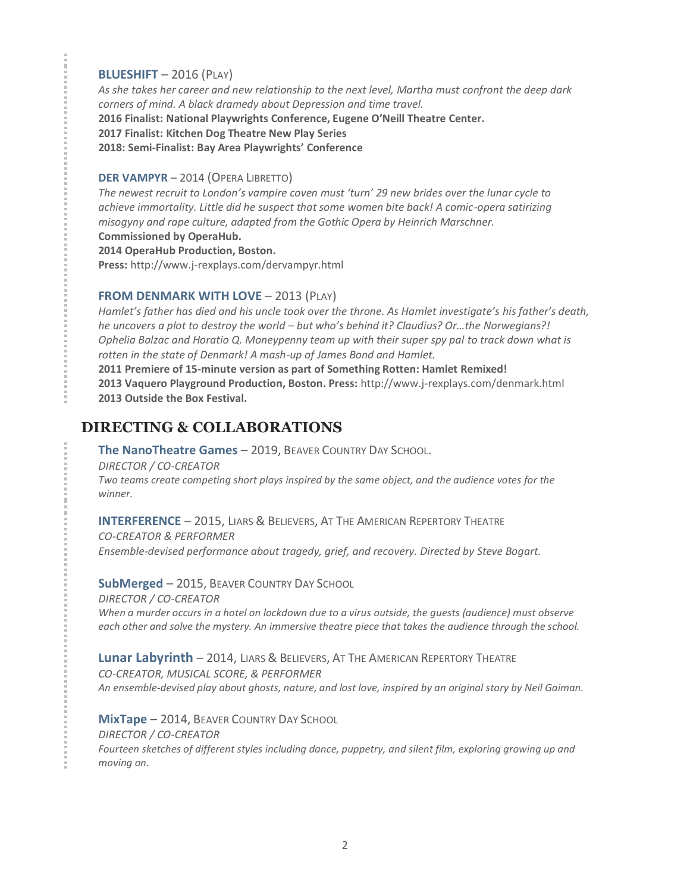### **BLUESHIFT** – 2016 (PLAY)

*As she takes her career and new relationship to the next level, Martha must confront the deep dark corners of mind. A black dramedy about Depression and time travel.*
**2016 Finalist: National Playwrights Conference, Eugene O'Neill Theatre Center.**
**2017 Finalist: Kitchen Dog Theatre New Play Series**
**2018: Semi-Finalist: Bay Area Playwrights' Conference**

### **DER VAMPYR** – 2014 (OPERA LIBRETTO)

*The newest recruit to London's vampire coven must 'turn' 29 new brides over the lunar cycle to achieve immortality. Little did he suspect that some women bite back! A comic-opera satirizing misogyny and rape culture, adapted from the Gothic Opera by Heinrich Marschner.*
**Commissioned by OperaHub.**
**2014 OperaHub Production, Boston.**
**Press:** http://www.j-rexplays.com/dervampyr.html

### **FROM DENMARK WITH LOVE** – 2013 (PLAY)

*Hamlet's father has died and his uncle took over the throne. As Hamlet investigate's his father's death, he uncovers a plot to destroy the world – but who's behind it? Claudius? Or…the Norwegians?! Ophelia Balzac and Horatio Q. Moneypenny team up with their super spy pal to track down what is rotten in the state of Denmark! A mash-up of James Bond and Hamlet.*
**2011 Premiere of 15-minute version as part of Something Rotten: Hamlet Remixed!**
**2013 Vaquero Playground Production, Boston. Press:** http://www.j-rexplays.com/denmark.html
**2013 Outside the Box Festival.**

## DIRECTING & COLLABORATIONS

### **The NanoTheatre Games** – 2019, BEAVER COUNTRY DAY SCHOOL.

*DIRECTOR / CO-CREATOR*
*Two teams create competing short plays inspired by the same object, and the audience votes for the winner.*

### **INTERFERENCE** – 2015, LIARS & BELIEVERS, AT THE AMERICAN REPERTORY THEATRE

*CO-CREATOR & PERFORMER*
*Ensemble-devised performance about tragedy, grief, and recovery. Directed by Steve Bogart.*

### **SubMerged** – 2015, BEAVER COUNTRY DAY SCHOOL

*DIRECTOR / CO-CREATOR*
*When a murder occurs in a hotel on lockdown due to a virus outside, the guests (audience) must observe each other and solve the mystery. An immersive theatre piece that takes the audience through the school.*

### **Lunar Labyrinth** – 2014, LIARS & BELIEVERS, AT THE AMERICAN REPERTORY THEATRE

*CO-CREATOR, MUSICAL SCORE, & PERFORMER*
*An ensemble-devised play about ghosts, nature, and lost love, inspired by an original story by Neil Gaiman.*

### **MixTape** – 2014, BEAVER COUNTRY DAY SCHOOL

*DIRECTOR / CO-CREATOR*
*Fourteen sketches of different styles including dance, puppetry, and silent film, exploring growing up and moving on.*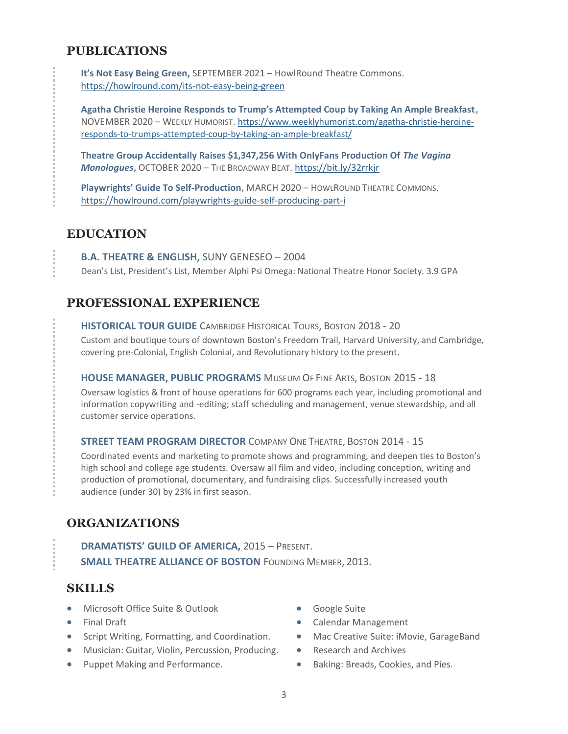## PUBLICATIONS

**It's Not Easy Being Green,** SEPTEMBER 2021 – HowlRound Theatre Commons. https://howlround.com/its-not-easy-being-green

**Agatha Christie Heroine Responds to Trump's Attempted Coup by Taking An Ample Breakfast**, NOVEMBER 2020 – WEEKLY HUMORIST. https://www.weeklyhumorist.com/agatha-christie-heroine-responds-to-trumps-attempted-coup-by-taking-an-ample-breakfast/

**Theatre Group Accidentally Raises $1,347,256 With OnlyFans Production Of *The Vagina Monologues***, OCTOBER 2020 – THE BROADWAY BEAT. https://bit.ly/32rrkjr

**Playwrights' Guide To Self-Production**, MARCH 2020 – HOWLROUND THEATRE COMMONS. https://howlround.com/playwrights-guide-self-producing-part-i

## EDUCATION

**B.A. THEATRE & ENGLISH,** SUNY GENESEO – 2004

Dean's List, President's List, Member Alphi Psi Omega: National Theatre Honor Society. 3.9 GPA

## PROFESSIONAL EXPERIENCE

**HISTORICAL TOUR GUIDE** CAMBRIDGE HISTORICAL TOURS, BOSTON 2018 - 20

Custom and boutique tours of downtown Boston's Freedom Trail, Harvard University, and Cambridge, covering pre-Colonial, English Colonial, and Revolutionary history to the present.

**HOUSE MANAGER, PUBLIC PROGRAMS** MUSEUM OF FINE ARTS, BOSTON 2015 - 18

Oversaw logistics & front of house operations for 600 programs each year, including promotional and information copywriting and -editing; staff scheduling and management, venue stewardship, and all customer service operations.

**STREET TEAM PROGRAM DIRECTOR** COMPANY ONE THEATRE, BOSTON 2014 - 15

Coordinated events and marketing to promote shows and programming, and deepen ties to Boston's high school and college age students. Oversaw all film and video, including conception, writing and production of promotional, documentary, and fundraising clips. Successfully increased youth audience (under 30) by 23% in first season.

## ORGANIZATIONS

**DRAMATISTS' GUILD OF AMERICA,** 2015 – PRESENT.
**SMALL THEATRE ALLIANCE OF BOSTON** FOUNDING MEMBER, 2013.

## SKILLS

- Microsoft Office Suite & Outlook
- Final Draft
- Script Writing, Formatting, and Coordination.
- Musician: Guitar, Violin, Percussion, Producing.
- Puppet Making and Performance.
- Google Suite
- Calendar Management
- Mac Creative Suite: iMovie, GarageBand
- Research and Archives
- Baking: Breads, Cookies, and Pies.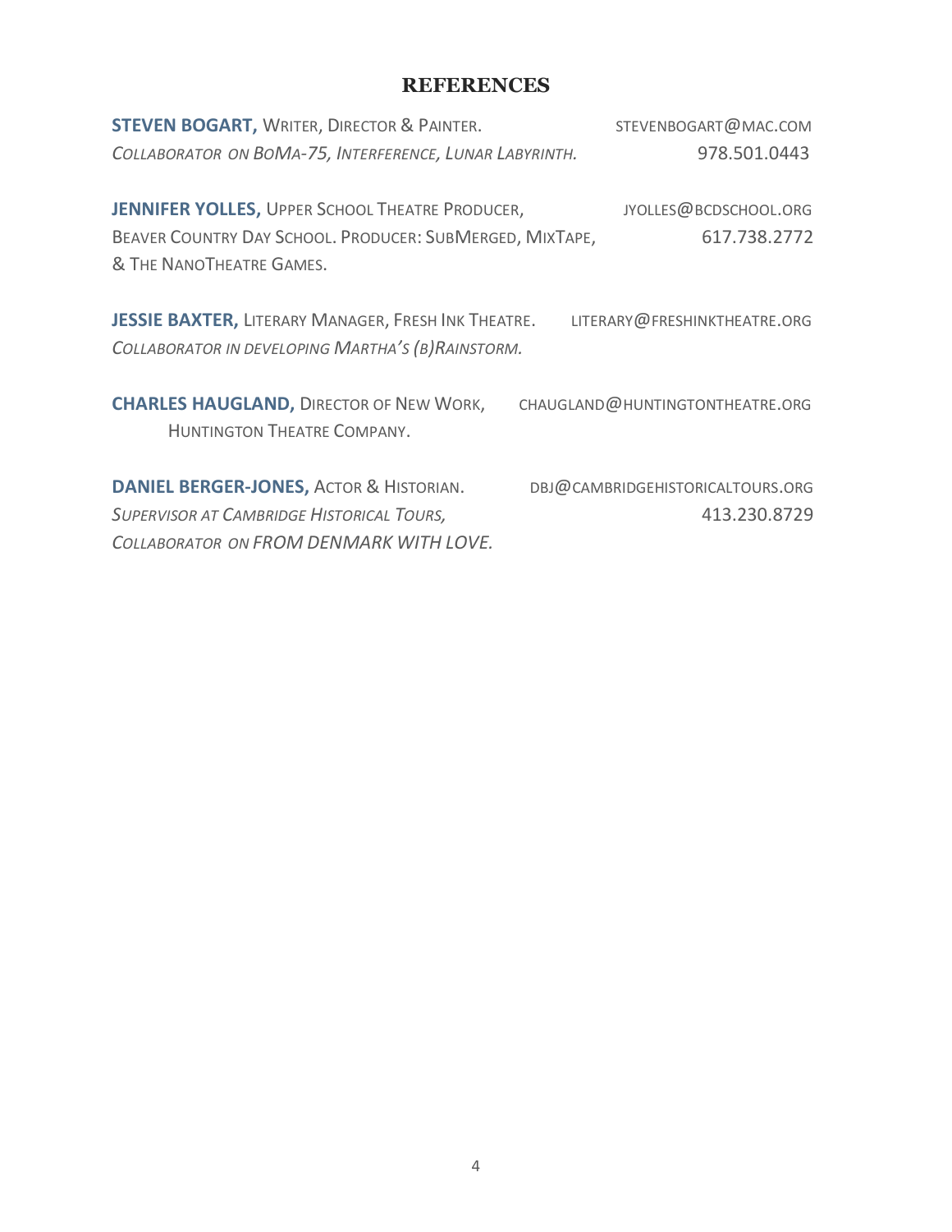## REFERENCES

**STEVEN BOGART,** WRITER, DIRECTOR & PAINTER. STEVENBOGART@MAC.COM
*COLLABORATOR ON BOMA-75, INTERFERENCE, LUNAR LABYRINTH.* 978.501.0443

**JENNIFER YOLLES,** UPPER SCHOOL THEATRE PRODUCER, JYOLLES@BCDSCHOOL.ORG
BEAVER COUNTRY DAY SCHOOL. PRODUCER: SUBMERGED, MIXTAPE, & THE NANOTHEATRE GAMES. 617.738.2772

**JESSIE BAXTER,** LITERARY MANAGER, FRESH INK THEATRE. LITERARY@FRESHINKTHEATRE.ORG
*COLLABORATOR IN DEVELOPING MARTHA'S (B)RAINSTORM.*

**CHARLES HAUGLAND,** DIRECTOR OF NEW WORK, HUNTINGTON THEATRE COMPANY. CHAUGLAND@HUNTINGTONTHEATRE.ORG

**DANIEL BERGER-JONES,** ACTOR & HISTORIAN. DBJ@CAMBRIDGEHISTORICALTOURS.ORG
*SUPERVISOR AT CAMBRIDGE HISTORICAL TOURS, COLLABORATOR ON FROM DENMARK WITH LOVE.* 413.230.8729